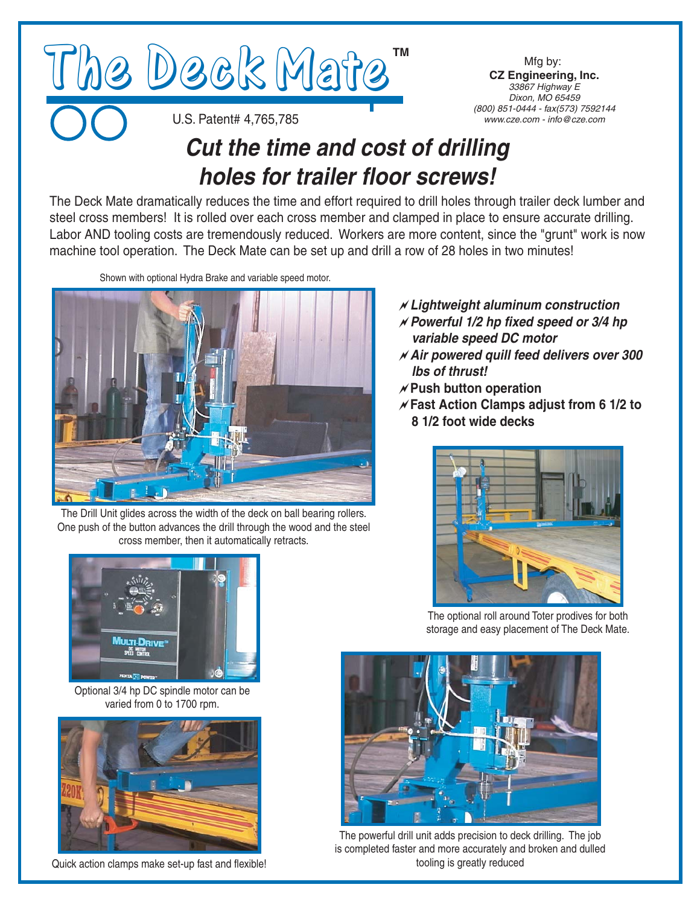# The Deck Mate™

U.S. Patent# 4,765,785

Mfg by:
**CZ Engineering, Inc.**
*33867 Highway E*
*Dixon, MO 65459*
*(800) 851-0444 - fax(573) 7592144*
*www.cze.com - info@cze.com*

## *Cut the time and cost of drilling holes for trailer floor screws!*

The Deck Mate dramatically reduces the time and effort required to drill holes through trailer deck lumber and steel cross members! It is rolled over each cross member and clamped in place to ensure accurate drilling. Labor AND tooling costs are tremendously reduced. Workers are more content, since the "grunt" work is now machine tool operation. The Deck Mate can be set up and drill a row of 28 holes in two minutes!

Shown with optional Hydra Brake and variable speed motor.

The Drill Unit glides across the width of the deck on ball bearing rollers. One push of the button advances the drill through the wood and the steel cross member, then it automatically retracts.

- ***Lightweight aluminum construction***
- ***Powerful 1/2 hp fixed speed or 3/4 hp variable speed DC motor***
- ***Air powered quill feed delivers over 300 lbs of thrust!***
- **Push button operation**
- **Fast Action Clamps adjust from 6 1/2 to 8 1/2 foot wide decks**

The optional roll around Toter prodives for both storage and easy placement of The Deck Mate.

Optional 3/4 hp DC spindle motor can be varied from 0 to 1700 rpm.

Quick action clamps make set-up fast and flexible!

The powerful drill unit adds precision to deck drilling. The job is completed faster and more accurately and broken and dulled tooling is greatly reduced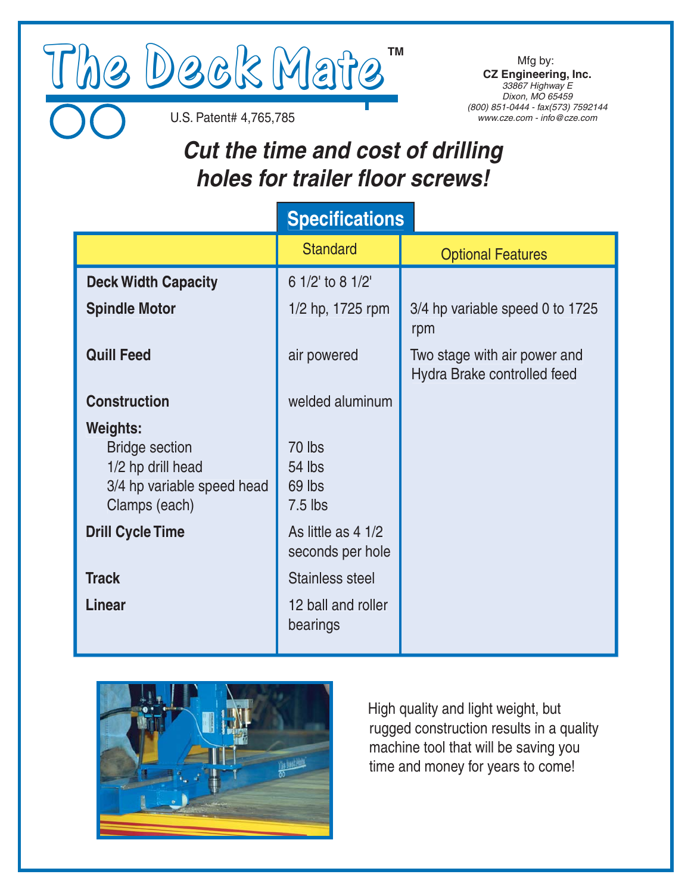# The Deck Mate™

U.S. Patent# 4,765,785

Mfg by:
**CZ Engineering, Inc.**
*33867 Highway E*
*Dixon, MO 65459*
*(800) 851-0444 - fax(573) 7592144*
*www.cze.com - info@cze.com*

## *Cut the time and cost of drilling holes for trailer floor screws!*

### Specifications

| | Standard | Optional Features |
|---|---|---|
| **Deck Width Capacity** | 6 1/2' to 8 1/2' | |
| **Spindle Motor** | 1/2 hp, 1725 rpm | 3/4 hp variable speed 0 to 1725 rpm |
| **Quill Feed** | air powered | Two stage with air power and Hydra Brake controlled feed |
| **Construction** | welded aluminum | |
| **Weights:** | | |
| Bridge section | 70 lbs | |
| 1/2 hp drill head | 54 lbs | |
| 3/4 hp variable speed head | 69 lbs | |
| Clamps (each) | 7.5 lbs | |
| **Drill Cycle Time** | As little as 4 1/2 seconds per hole | |
| **Track** | Stainless steel | |
| **Linear** | 12 ball and roller bearings | |

High quality and light weight, but rugged construction results in a quality machine tool that will be saving you time and money for years to come!